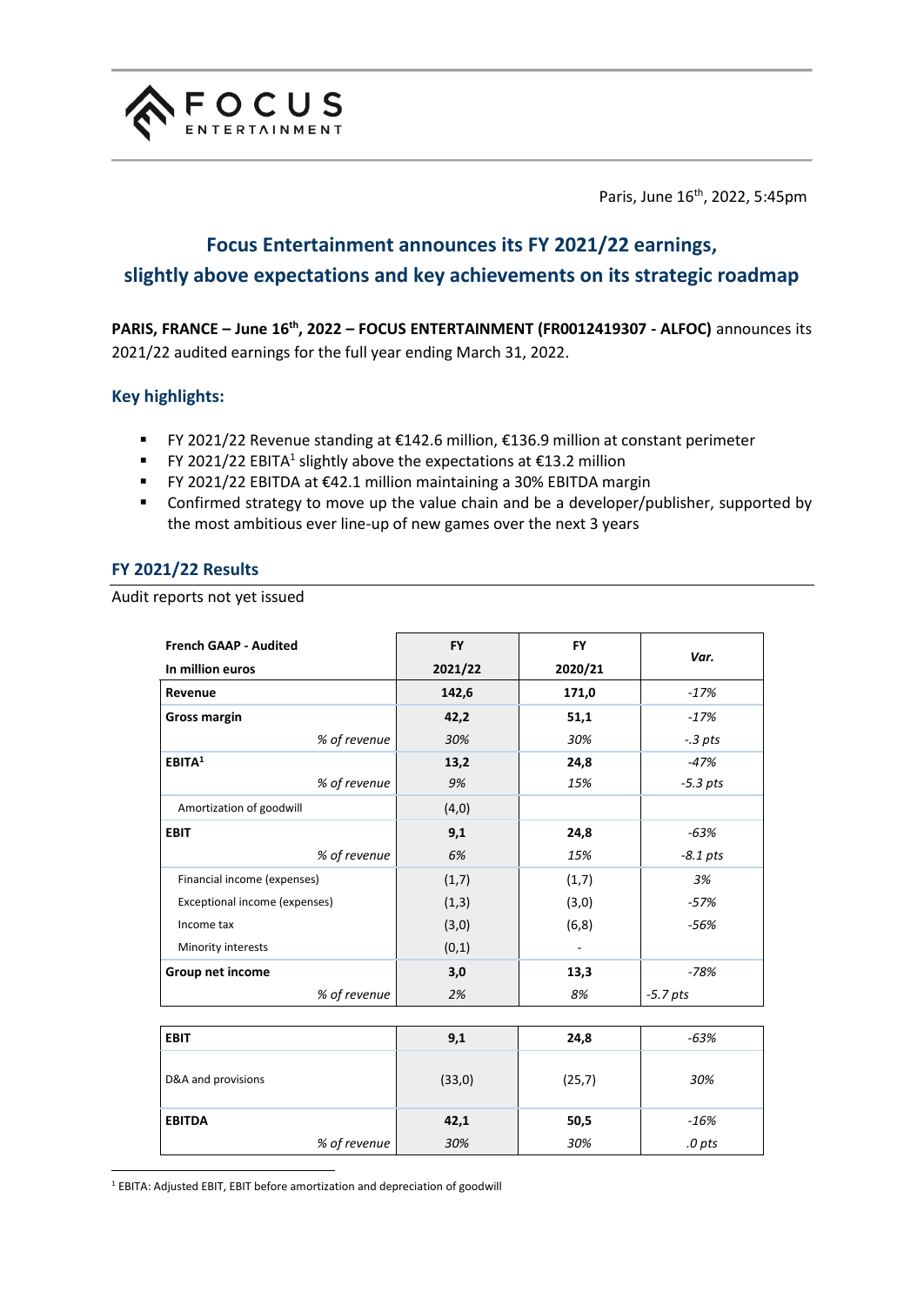Paris, June 16th, 2022, 5:45pm

# Focus Entertainment announces its FY 2021/22 earnings, slightly above expectations and key achievements on its strategic roadmap

**PARIS, FRANCE – June 16th, 2022 – FOCUS ENTERTAINMENT (FR0012419307 - ALFOC)** announces its 2021/22 audited earnings for the full year ending March 31, 2022.

## Key highlights:

- FY 2021/22 Revenue standing at €142.6 million, €136.9 million at constant perimeter
- FY 2021/22 EBITA[1] slightly above the expectations at €13.2 million
- FY 2021/22 EBITDA at €42.1 million maintaining a 30% EBITDA margin
- Confirmed strategy to move up the value chain and be a developer/publisher, supported by the most ambitious ever line-up of new games over the next 3 years

## FY 2021/22 Results

Audit reports not yet issued

| **French GAAP - Audited**<br>**In million euros** | **FY 2021/22** | **FY 2020/21** | ***Var.*** |
|---|---|---|---|
| **Revenue** | **142,6** | **171,0** | *-17%* |
| **Gross margin** | **42,2** | **51,1** | *-17%* |
| *% of revenue* | *30%* | *30%* | *-.3 pts* |
| **EBITA[1]** | **13,2** | **24,8** | *-47%* |
| *% of revenue* | *9%* | *15%* | *-5.3 pts* |
| Amortization of goodwill | (4,0) | | |
| **EBIT** | **9,1** | **24,8** | *-63%* |
| *% of revenue* | *6%* | *15%* | *-8.1 pts* |
| Financial income (expenses) | (1,7) | (1,7) | *3%* |
| Exceptional income (expenses) | (1,3) | (3,0) | *-57%* |
| Income tax | (3,0) | (6,8) | *-56%* |
| Minority interests | (0,1) | - | |
| **Group net income** | **3,0** | **13,3** | *-78%* |
| *% of revenue* | *2%* | *8%* | *-5.7 pts* |

| | | | |
|---|---|---|---|
| **EBIT** | **9,1** | **24,8** | *-63%* |
| D&A and provisions | (33,0) | (25,7) | *30%* |
| **EBITDA** | **42,1** | **50,5** | *-16%* |
| *% of revenue* | *30%* | *30%* | *.0 pts* |

[1] EBITA: Adjusted EBIT, EBIT before amortization and depreciation of goodwill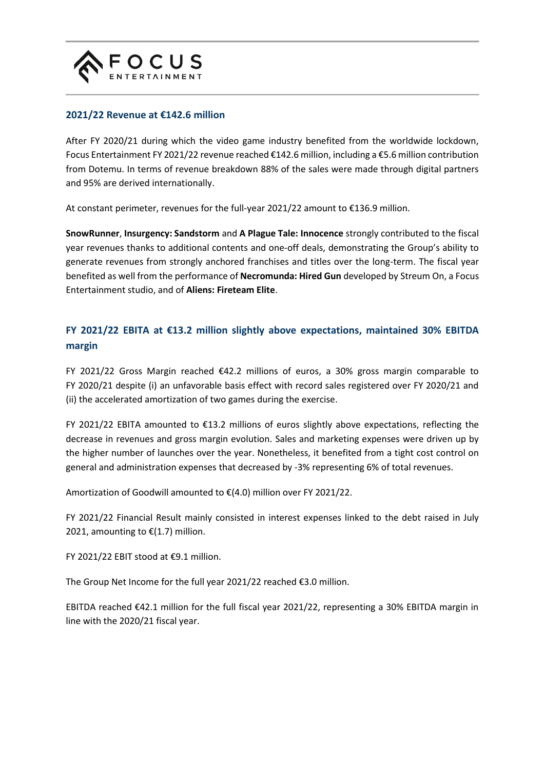## 2021/22 Revenue at €142.6 million

After FY 2020/21 during which the video game industry benefited from the worldwide lockdown, Focus Entertainment FY 2021/22 revenue reached €142.6 million, including a €5.6 million contribution from Dotemu. In terms of revenue breakdown 88% of the sales were made through digital partners and 95% are derived internationally.

At constant perimeter, revenues for the full-year 2021/22 amount to €136.9 million.

**SnowRunner**, **Insurgency: Sandstorm** and **A Plague Tale: Innocence** strongly contributed to the fiscal year revenues thanks to additional contents and one-off deals, demonstrating the Group's ability to generate revenues from strongly anchored franchises and titles over the long-term. The fiscal year benefited as well from the performance of **Necromunda: Hired Gun** developed by Streum On, a Focus Entertainment studio, and of **Aliens: Fireteam Elite**.

## FY 2021/22 EBITA at €13.2 million slightly above expectations, maintained 30% EBITDA margin

FY 2021/22 Gross Margin reached €42.2 millions of euros, a 30% gross margin comparable to FY 2020/21 despite (i) an unfavorable basis effect with record sales registered over FY 2020/21 and (ii) the accelerated amortization of two games during the exercise.

FY 2021/22 EBITA amounted to €13.2 millions of euros slightly above expectations, reflecting the decrease in revenues and gross margin evolution. Sales and marketing expenses were driven up by the higher number of launches over the year. Nonetheless, it benefited from a tight cost control on general and administration expenses that decreased by -3% representing 6% of total revenues.

Amortization of Goodwill amounted to €(4.0) million over FY 2021/22.

FY 2021/22 Financial Result mainly consisted in interest expenses linked to the debt raised in July 2021, amounting to €(1.7) million.

FY 2021/22 EBIT stood at €9.1 million.

The Group Net Income for the full year 2021/22 reached €3.0 million.

EBITDA reached €42.1 million for the full fiscal year 2021/22, representing a 30% EBITDA margin in line with the 2020/21 fiscal year.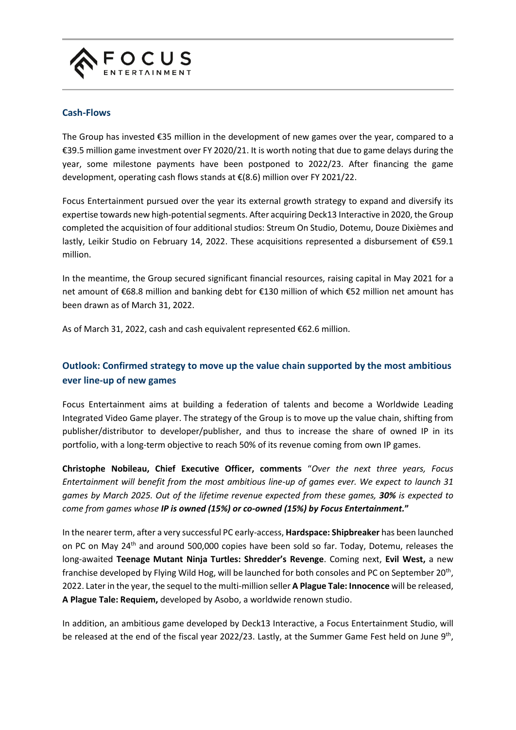## Cash-Flows

The Group has invested €35 million in the development of new games over the year, compared to a €39.5 million game investment over FY 2020/21. It is worth noting that due to game delays during the year, some milestone payments have been postponed to 2022/23. After financing the game development, operating cash flows stands at €(8.6) million over FY 2021/22.

Focus Entertainment pursued over the year its external growth strategy to expand and diversify its expertise towards new high-potential segments. After acquiring Deck13 Interactive in 2020, the Group completed the acquisition of four additional studios: Streum On Studio, Dotemu, Douze Dixièmes and lastly, Leikir Studio on February 14, 2022. These acquisitions represented a disbursement of €59.1 million.

In the meantime, the Group secured significant financial resources, raising capital in May 2021 for a net amount of €68.8 million and banking debt for €130 million of which €52 million net amount has been drawn as of March 31, 2022.

As of March 31, 2022, cash and cash equivalent represented €62.6 million.

## Outlook: Confirmed strategy to move up the value chain supported by the most ambitious ever line-up of new games

Focus Entertainment aims at building a federation of talents and become a Worldwide Leading Integrated Video Game player. The strategy of the Group is to move up the value chain, shifting from publisher/distributor to developer/publisher, and thus to increase the share of owned IP in its portfolio, with a long-term objective to reach 50% of its revenue coming from own IP games.

**Christophe Nobileau, Chief Executive Officer, comments** "*Over the next three years, Focus Entertainment will benefit from the most ambitious line-up of games ever. We expect to launch 31 games by March 2025. Out of the lifetime revenue expected from these games,* ***30%*** *is expected to come from games whose* ***IP is owned (15%) or co-owned (15%) by Focus Entertainment.***"

In the nearer term, after a very successful PC early-access, **Hardspace: Shipbreaker** has been launched on PC on May 24th and around 500,000 copies have been sold so far. Today, Dotemu, releases the long-awaited **Teenage Mutant Ninja Turtles: Shredder's Revenge**. Coming next, **Evil West,** a new franchise developed by Flying Wild Hog, will be launched for both consoles and PC on September 20th, 2022. Later in the year, the sequel to the multi-million seller **A Plague Tale: Innocence** will be released, **A Plague Tale: Requiem,** developed by Asobo, a worldwide renown studio.

In addition, an ambitious game developed by Deck13 Interactive, a Focus Entertainment Studio, will be released at the end of the fiscal year 2022/23. Lastly, at the Summer Game Fest held on June 9th,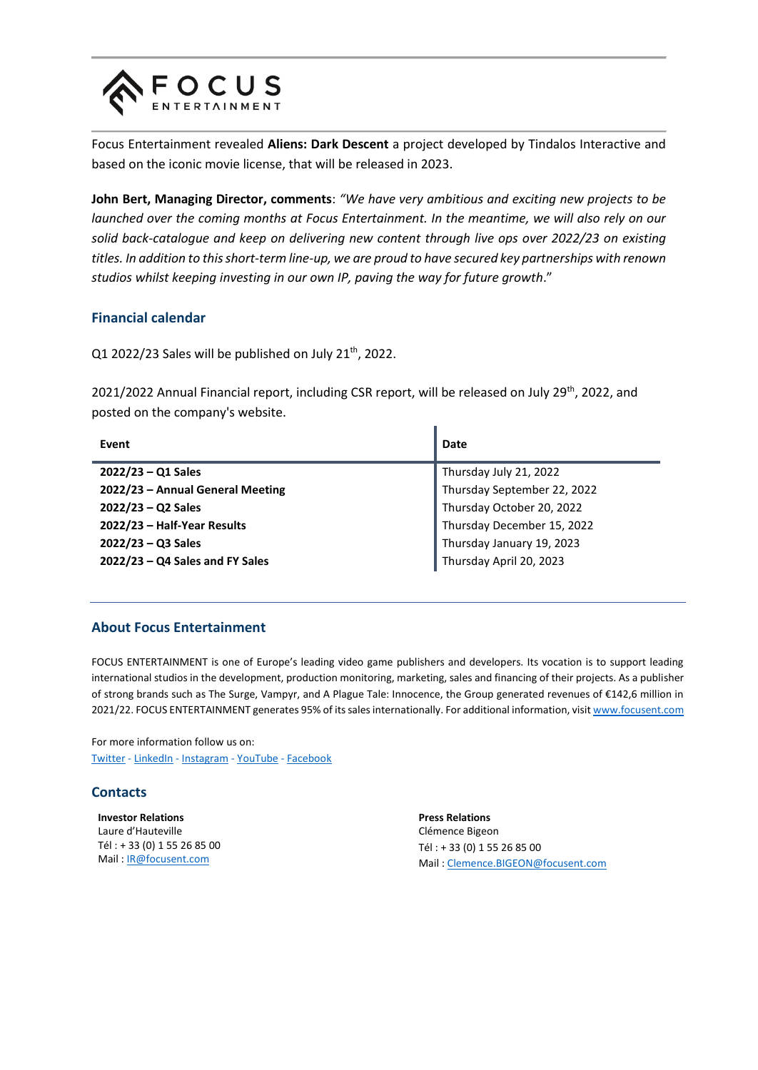Focus Entertainment revealed **Aliens: Dark Descent** a project developed by Tindalos Interactive and based on the iconic movie license, that will be released in 2023.

**John Bert, Managing Director, comments**: *"We have very ambitious and exciting new projects to be launched over the coming months at Focus Entertainment. In the meantime, we will also rely on our solid back-catalogue and keep on delivering new content through live ops over 2022/23 on existing titles. In addition to this short-term line-up, we are proud to have secured key partnerships with renown studios whilst keeping investing in our own IP, paving the way for future growth*."

## Financial calendar

Q1 2022/23 Sales will be published on July 21th, 2022.

2021/2022 Annual Financial report, including CSR report, will be released on July 29th, 2022, and posted on the company's website.

| Event | Date |
|---|---|
| **2022/23 – Q1 Sales** | Thursday July 21, 2022 |
| **2022/23 – Annual General Meeting** | Thursday September 22, 2022 |
| **2022/23 – Q2 Sales** | Thursday October 20, 2022 |
| **2022/23 – Half-Year Results** | Thursday December 15, 2022 |
| **2022/23 – Q3 Sales** | Thursday January 19, 2023 |
| **2022/23 – Q4 Sales and FY Sales** | Thursday April 20, 2023 |

## About Focus Entertainment

FOCUS ENTERTAINMENT is one of Europe's leading video game publishers and developers. Its vocation is to support leading international studios in the development, production monitoring, marketing, sales and financing of their projects. As a publisher of strong brands such as The Surge, Vampyr, and A Plague Tale: Innocence, the Group generated revenues of €142,6 million in 2021/22. FOCUS ENTERTAINMENT generates 95% of its sales internationally. For additional information, visit www.focusent.com

For more information follow us on:
Twitter - LinkedIn - Instagram - YouTube - Facebook

## Contacts

**Investor Relations**
Laure d'Hauteville
Tél : + 33 (0) 1 55 26 85 00
Mail : IR@focusent.com

**Press Relations**
Clémence Bigeon
Tél : + 33 (0) 1 55 26 85 00
Mail : Clemence.BIGEON@focusent.com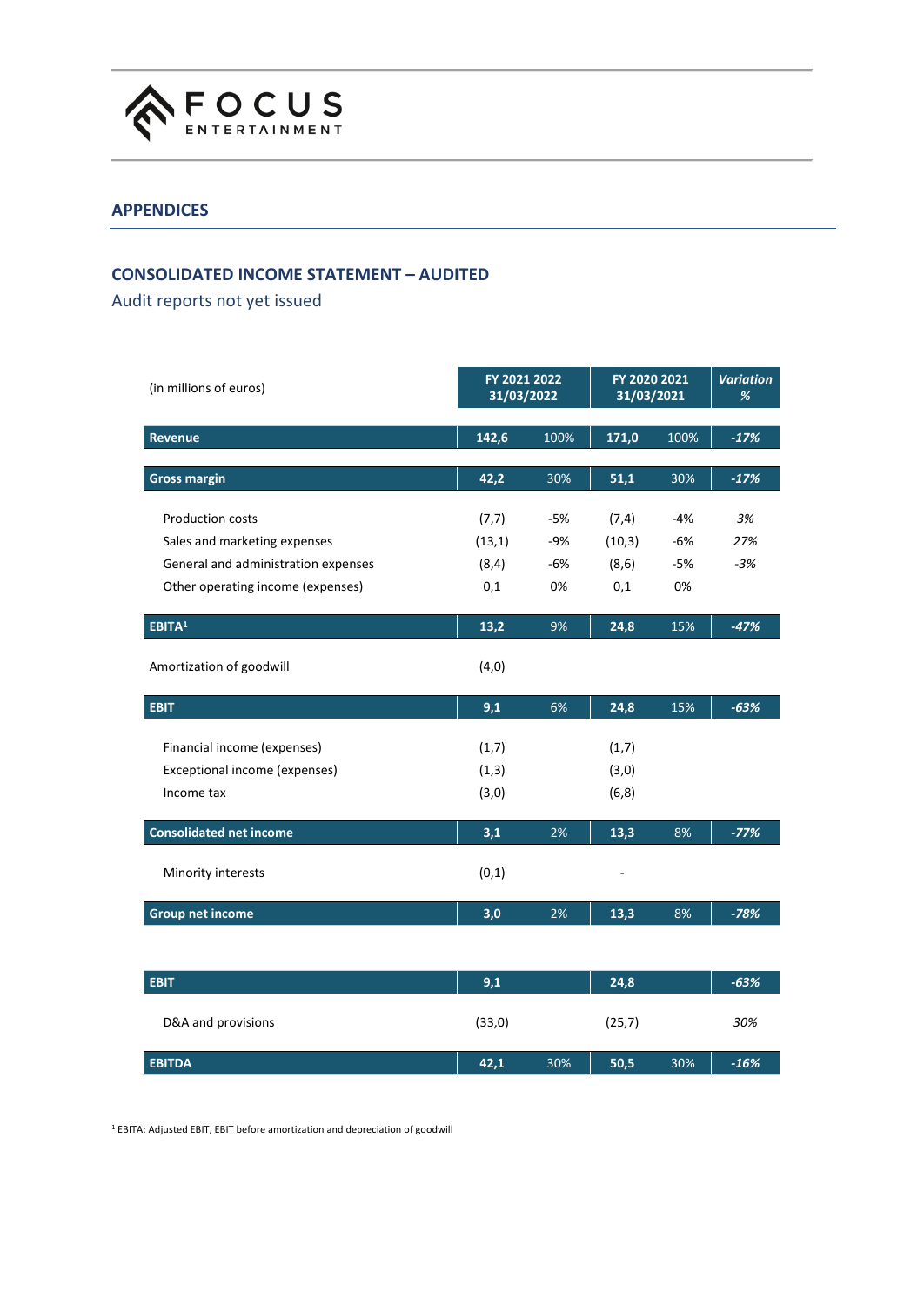## APPENDICES

### CONSOLIDATED INCOME STATEMENT – AUDITED

Audit reports not yet issued

| (in millions of euros) | FY 2021 2022 31/03/2022 | | FY 2020 2021 31/03/2021 | | *Variation %* |
|---|---|---|---|---|---|
| **Revenue** | **142,6** | 100% | **171,0** | 100% | ***-17%*** |
| **Gross margin** | **42,2** | 30% | **51,1** | 30% | ***-17%*** |
| Production costs | (7,7) | -5% | (7,4) | -4% | *3%* |
| Sales and marketing expenses | (13,1) | -9% | (10,3) | -6% | *27%* |
| General and administration expenses | (8,4) | -6% | (8,6) | -5% | *-3%* |
| Other operating income (expenses) | 0,1 | 0% | 0,1 | 0% | |
| **EBITA[1]** | **13,2** | 9% | **24,8** | 15% | ***-47%*** |
| Amortization of goodwill | (4,0) | | | | |
| **EBIT** | **9,1** | 6% | **24,8** | 15% | ***-63%*** |
| Financial income (expenses) | (1,7) | | (1,7) | | |
| Exceptional income (expenses) | (1,3) | | (3,0) | | |
| Income tax | (3,0) | | (6,8) | | |
| **Consolidated net income** | **3,1** | 2% | **13,3** | 8% | ***-77%*** |
| Minority interests | (0,1) | | - | | |
| **Group net income** | **3,0** | 2% | **13,3** | 8% | ***-78%*** |

| | | | | | |
|---|---|---|---|---|---|
| **EBIT** | **9,1** | | **24,8** | | ***-63%*** |
| D&A and provisions | (33,0) | | (25,7) | | *30%* |
| **EBITDA** | **42,1** | 30% | **50,5** | 30% | ***-16%*** |

[1] EBITA: Adjusted EBIT, EBIT before amortization and depreciation of goodwill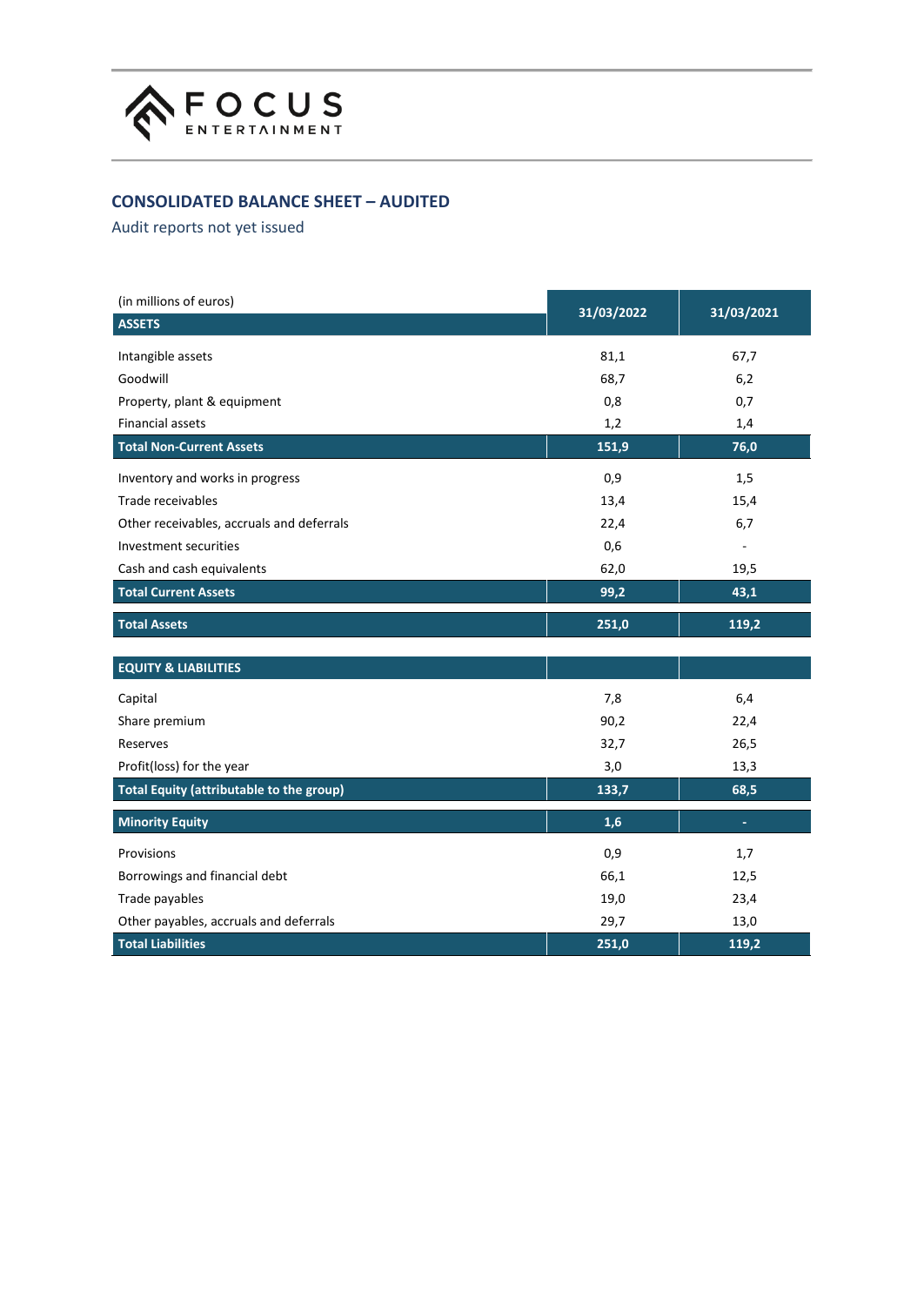FOCUS ENTERTAINMENT

## CONSOLIDATED BALANCE SHEET – AUDITED

Audit reports not yet issued

| (in millions of euros) **ASSETS** | 31/03/2022 | 31/03/2021 |
|---|---|---|
| Intangible assets | 81,1 | 67,7 |
| Goodwill | 68,7 | 6,2 |
| Property, plant & equipment | 0,8 | 0,7 |
| Financial assets | 1,2 | 1,4 |
| **Total Non-Current Assets** | **151,9** | **76,0** |
| Inventory and works in progress | 0,9 | 1,5 |
| Trade receivables | 13,4 | 15,4 |
| Other receivables, accruals and deferrals | 22,4 | 6,7 |
| Investment securities | 0,6 | - |
| Cash and cash equivalents | 62,0 | 19,5 |
| **Total Current Assets** | **99,2** | **43,1** |
| **Total Assets** | **251,0** | **119,2** |
| **EQUITY & LIABILITIES** | | |
| Capital | 7,8 | 6,4 |
| Share premium | 90,2 | 22,4 |
| Reserves | 32,7 | 26,5 |
| Profit(loss) for the year | 3,0 | 13,3 |
| **Total Equity (attributable to the group)** | **133,7** | **68,5** |
| **Minority Equity** | **1,6** | **-** |
| Provisions | 0,9 | 1,7 |
| Borrowings and financial debt | 66,1 | 12,5 |
| Trade payables | 19,0 | 23,4 |
| Other payables, accruals and deferrals | 29,7 | 13,0 |
| **Total Liabilities** | **251,0** | **119,2** |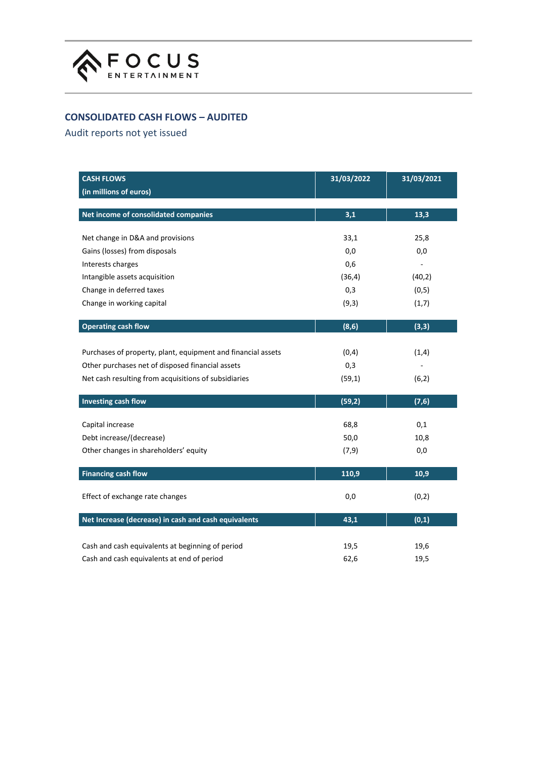FOCUS ENTERTAINMENT

## CONSOLIDATED CASH FLOWS – AUDITED

Audit reports not yet issued

| CASH FLOWS (in millions of euros) | 31/03/2022 | 31/03/2021 |
|---|---|---|
| **Net income of consolidated companies** | **3,1** | **13,3** |
| Net change in D&A and provisions | 33,1 | 25,8 |
| Gains (losses) from disposals | 0,0 | 0,0 |
| Interests charges | 0,6 | - |
| Intangible assets acquisition | (36,4) | (40,2) |
| Change in deferred taxes | 0,3 | (0,5) |
| Change in working capital | (9,3) | (1,7) |
| **Operating cash flow** | **(8,6)** | **(3,3)** |
| Purchases of property, plant, equipment and financial assets | (0,4) | (1,4) |
| Other purchases net of disposed financial assets | 0,3 | - |
| Net cash resulting from acquisitions of subsidiaries | (59,1) | (6,2) |
| **Investing cash flow** | **(59,2)** | **(7,6)** |
| Capital increase | 68,8 | 0,1 |
| Debt increase/(decrease) | 50,0 | 10,8 |
| Other changes in shareholders' equity | (7,9) | 0,0 |
| **Financing cash flow** | **110,9** | **10,9** |
| Effect of exchange rate changes | 0,0 | (0,2) |
| **Net Increase (decrease) in cash and cash equivalents** | **43,1** | **(0,1)** |
| Cash and cash equivalents at beginning of period | 19,5 | 19,6 |
| Cash and cash equivalents at end of period | 62,6 | 19,5 |